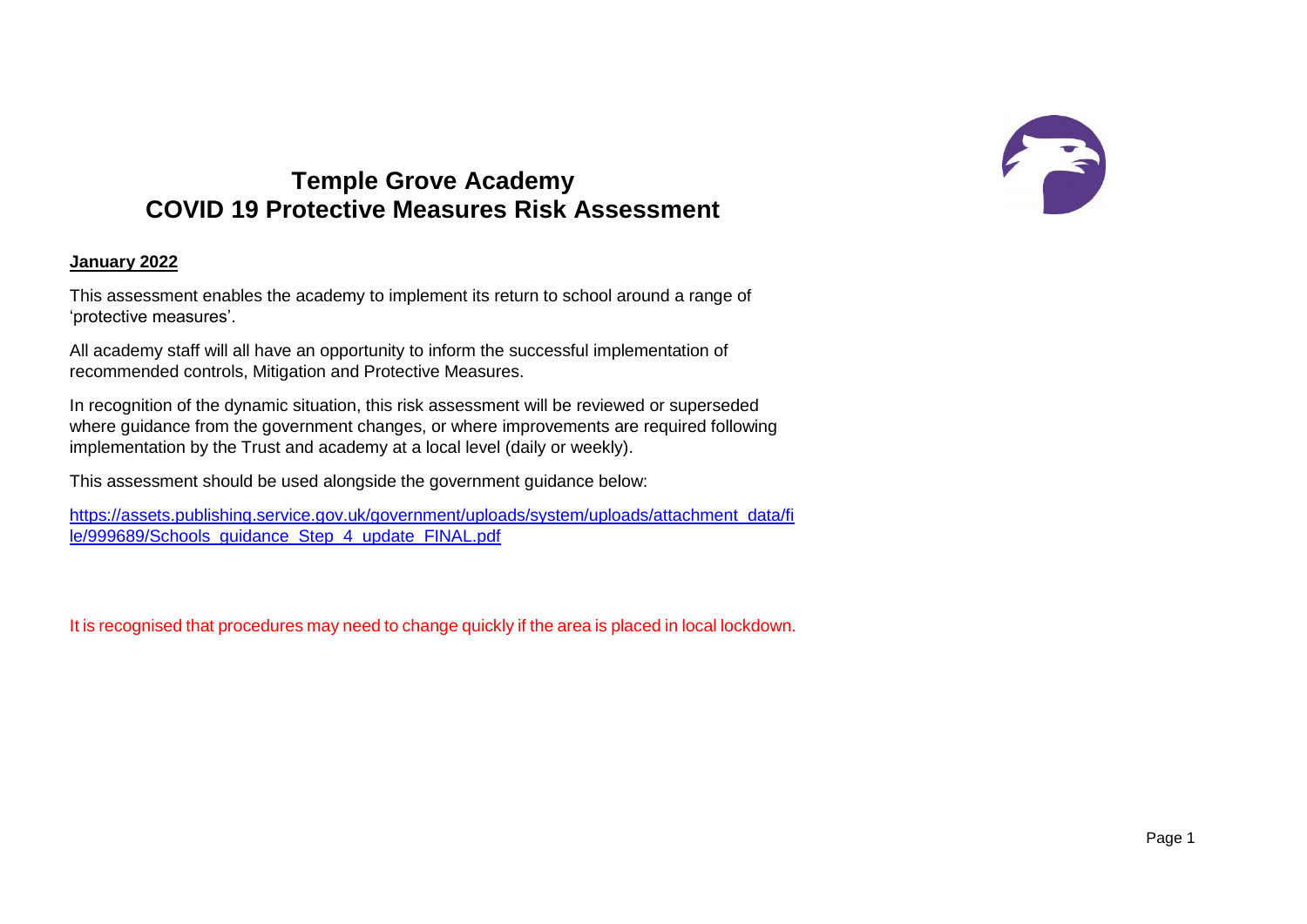# Temple Grove Academy
# COVID 19 Protective Measures Risk Assessment

**January 2022**

This assessment enables the academy to implement its return to school around a range of 'protective measures'.

All academy staff will all have an opportunity to inform the successful implementation of recommended controls, Mitigation and Protective Measures.

In recognition of the dynamic situation, this risk assessment will be reviewed or superseded where guidance from the government changes, or where improvements are required following implementation by the Trust and academy at a local level (daily or weekly).

This assessment should be used alongside the government guidance below:

[https://assets.publishing.service.gov.uk/government/uploads/system/uploads/attachment_data/file/999689/Schools_guidance_Step_4_update_FINAL.pdf](https://assets.publishing.service.gov.uk/government/uploads/system/uploads/attachment_data/file/999689/Schools_guidance_Step_4_update_FINAL.pdf)

It is recognised that procedures may need to change quickly if the area is placed in local lockdown.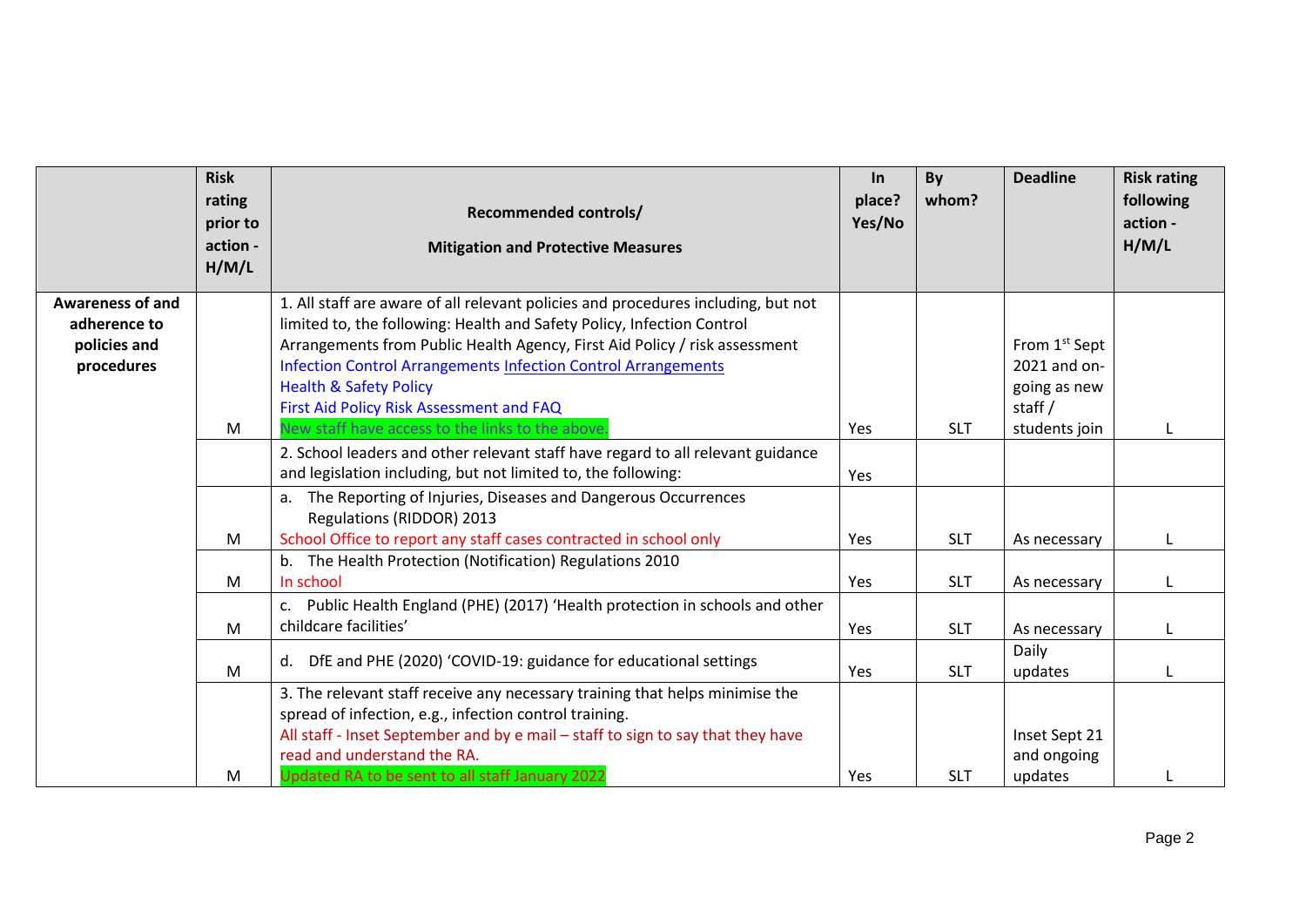| | Risk rating prior to action - H/M/L | Recommended controls/ Mitigation and Protective Measures | In place? Yes/No | By whom? | Deadline | Risk rating following action - H/M/L |
|---|---|---|---|---|---|---|
| **Awareness of and adherence to policies and procedures** | M | 1. All staff are aware of all relevant policies and procedures including, but not limited to, the following: Health and Safety Policy, Infection Control Arrangements from Public Health Agency, First Aid Policy / risk assessment<br>Infection Control Arrangements Infection Control Arrangements<br>Health & Safety Policy<br>First Aid Policy Risk Assessment and FAQ<br>New staff have access to the links to the above. | Yes | SLT | From 1st Sept 2021 and on-going as new staff / students join | L |
| | | 2. School leaders and other relevant staff have regard to all relevant guidance and legislation including, but not limited to, the following: | Yes | | | |
| | M | a. The Reporting of Injuries, Diseases and Dangerous Occurrences Regulations (RIDDOR) 2013<br>School Office to report any staff cases contracted in school only | Yes | SLT | As necessary | L |
| | M | b. The Health Protection (Notification) Regulations 2010<br>In school | Yes | SLT | As necessary | L |
| | M | c. Public Health England (PHE) (2017) 'Health protection in schools and other childcare facilities' | Yes | SLT | As necessary | L |
| | M | d. DfE and PHE (2020) 'COVID-19: guidance for educational settings | Yes | SLT | Daily updates | L |
| | M | 3. The relevant staff receive any necessary training that helps minimise the spread of infection, e.g., infection control training.<br>All staff - Inset September and by e mail – staff to sign to say that they have read and understand the RA.<br>Updated RA to be sent to all staff January 2022 | Yes | SLT | Inset Sept 21 and ongoing updates | L |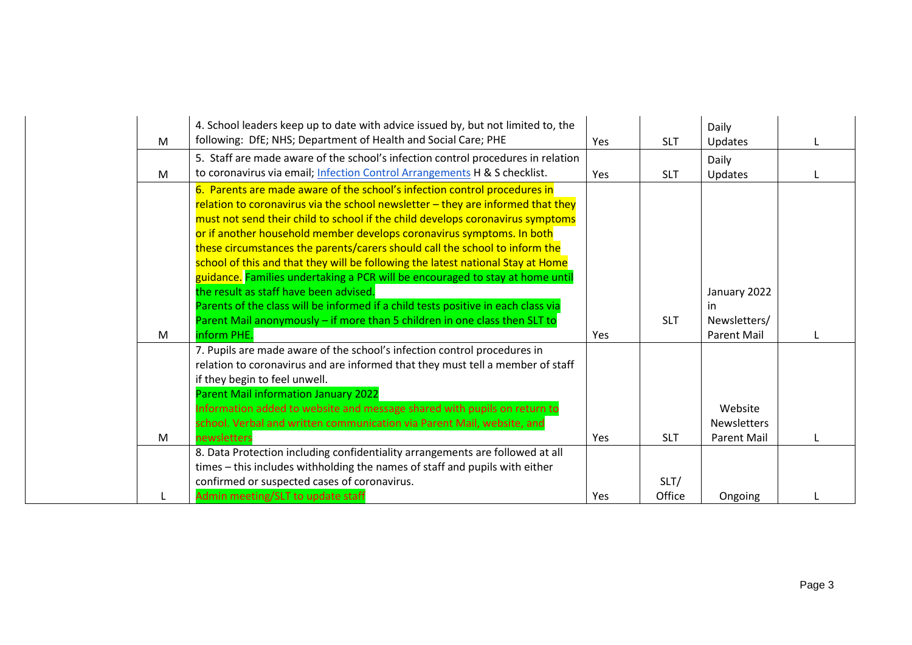| | | | | | | |
|---|---|---|---|---|---|---|
| | M | 4. School leaders keep up to date with advice issued by, but not limited to, the following: DfE; NHS; Department of Health and Social Care; PHE | Yes | SLT | Daily Updates | L |
| | M | 5. Staff are made aware of the school's infection control procedures in relation to coronavirus via email; Infection Control Arrangements H & S checklist. | Yes | SLT | Daily Updates | L |
| | M | 6. Parents are made aware of the school's infection control procedures in relation to coronavirus via the school newsletter – they are informed that they must not send their child to school if the child develops coronavirus symptoms or if another household member develops coronavirus symptoms. In both these circumstances the parents/carers should call the school to inform the school of this and that they will be following the latest national Stay at Home guidance. Families undertaking a PCR will be encouraged to stay at home until the result as staff have been advised. Parents of the class will be informed if a child tests positive in each class via Parent Mail anonymously – if more than 5 children in one class then SLT to inform PHE. | Yes | SLT | January 2022 in Newsletters/ Parent Mail | L |
| | M | 7. Pupils are made aware of the school's infection control procedures in relation to coronavirus and are informed that they must tell a member of staff if they begin to feel unwell. Parent Mail information January 2022 Information added to website and message shared with pupils on return to school. Verbal and written communication via Parent Mail, website, and newsletters | Yes | SLT | Website Newsletters Parent Mail | L |
| | L | 8. Data Protection including confidentiality arrangements are followed at all times – this includes withholding the names of staff and pupils with either confirmed or suspected cases of coronavirus. Admin meeting/SLT to update staff | Yes | SLT/ Office | Ongoing | L |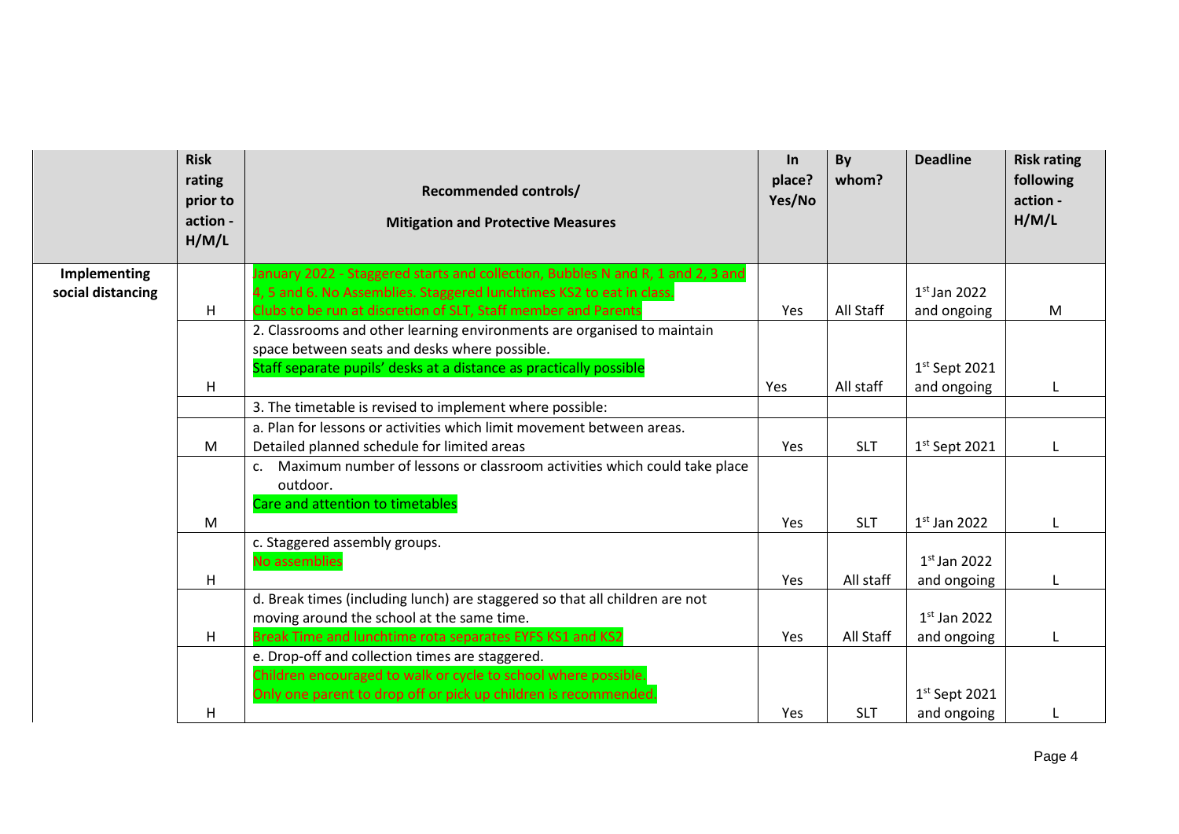| | Risk rating prior to action - H/M/L | Recommended controls/ Mitigation and Protective Measures | In place? Yes/No | By whom? | Deadline | Risk rating following action - H/M/L |
|---|---|---|---|---|---|---|
| **Implementing social distancing** | H | January 2022 - Staggered starts and collection, Bubbles N and R, 1 and 2, 3 and 4, 5 and 6. No Assemblies. Staggered lunchtimes KS2 to eat in class. Clubs to be run at discretion of SLT, Staff member and Parents | Yes | All Staff | 1st Jan 2022 and ongoing | M |
| | H | 2. Classrooms and other learning environments are organised to maintain space between seats and desks where possible. Staff separate pupils' desks at a distance as practically possible | Yes | All staff | 1st Sept 2021 and ongoing | L |
| | | 3. The timetable is revised to implement where possible: | | | | |
| | M | a. Plan for lessons or activities which limit movement between areas. Detailed planned schedule for limited areas | Yes | SLT | 1st Sept 2021 | L |
| | M | c. Maximum number of lessons or classroom activities which could take place outdoor. Care and attention to timetables | Yes | SLT | 1st Jan 2022 | L |
| | H | c. Staggered assembly groups. No assemblies | Yes | All staff | 1st Jan 2022 and ongoing | L |
| | H | d. Break times (including lunch) are staggered so that all children are not moving around the school at the same time. Break Time and lunchtime rota separates EYFS KS1 and KS2 | Yes | All Staff | 1st Jan 2022 and ongoing | L |
| | H | e. Drop-off and collection times are staggered. Children encouraged to walk or cycle to school where possible. Only one parent to drop off or pick up children is recommended. | Yes | SLT | 1st Sept 2021 and ongoing | L |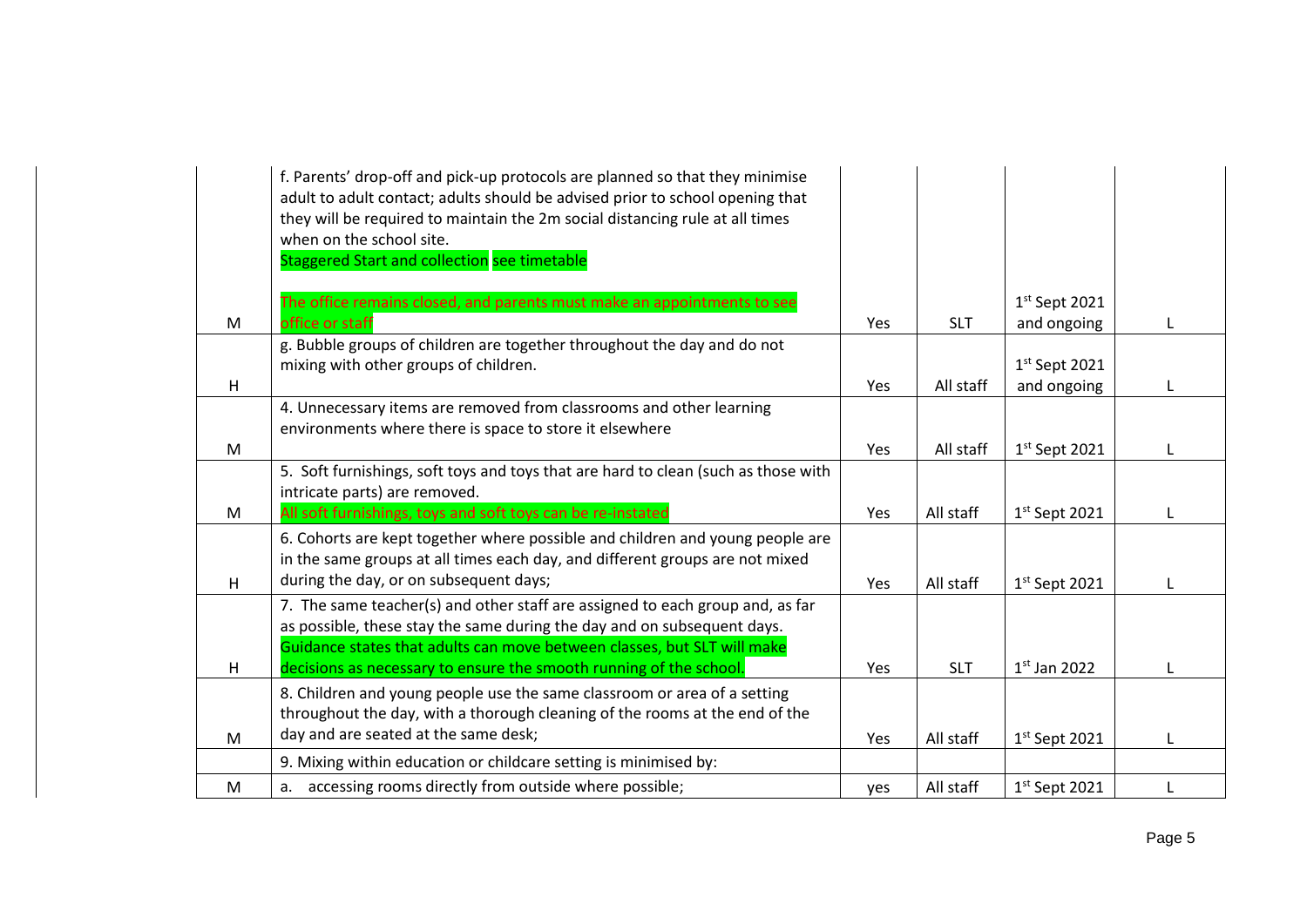| | | | | | |
|---|---|---|---|---|---|
| M | f. Parents' drop-off and pick-up protocols are planned so that they minimise adult to adult contact; adults should be advised prior to school opening that they will be required to maintain the 2m social distancing rule at all times when on the school site.<br>Staggered Start and collection see timetable<br><br>The office remains closed, and parents must make an appointments to see office or staff | Yes | SLT | 1st Sept 2021 and ongoing | L |
| H | g. Bubble groups of children are together throughout the day and do not mixing with other groups of children. | Yes | All staff | 1st Sept 2021 and ongoing | L |
| M | 4. Unnecessary items are removed from classrooms and other learning environments where there is space to store it elsewhere | Yes | All staff | 1st Sept 2021 | L |
| M | 5. Soft furnishings, soft toys and toys that are hard to clean (such as those with intricate parts) are removed.<br>All soft furnishings, toys and soft toys can be re-instated | Yes | All staff | 1st Sept 2021 | L |
| H | 6. Cohorts are kept together where possible and children and young people are in the same groups at all times each day, and different groups are not mixed during the day, or on subsequent days; | Yes | All staff | 1st Sept 2021 | L |
| H | 7. The same teacher(s) and other staff are assigned to each group and, as far as possible, these stay the same during the day and on subsequent days.<br>Guidance states that adults can move between classes, but SLT will make decisions as necessary to ensure the smooth running of the school. | Yes | SLT | 1st Jan 2022 | L |
| M | 8. Children and young people use the same classroom or area of a setting throughout the day, with a thorough cleaning of the rooms at the end of the day and are seated at the same desk; | Yes | All staff | 1st Sept 2021 | L |
| | 9. Mixing within education or childcare setting is minimised by: | | | | |
| M | a. accessing rooms directly from outside where possible; | yes | All staff | 1st Sept 2021 | L |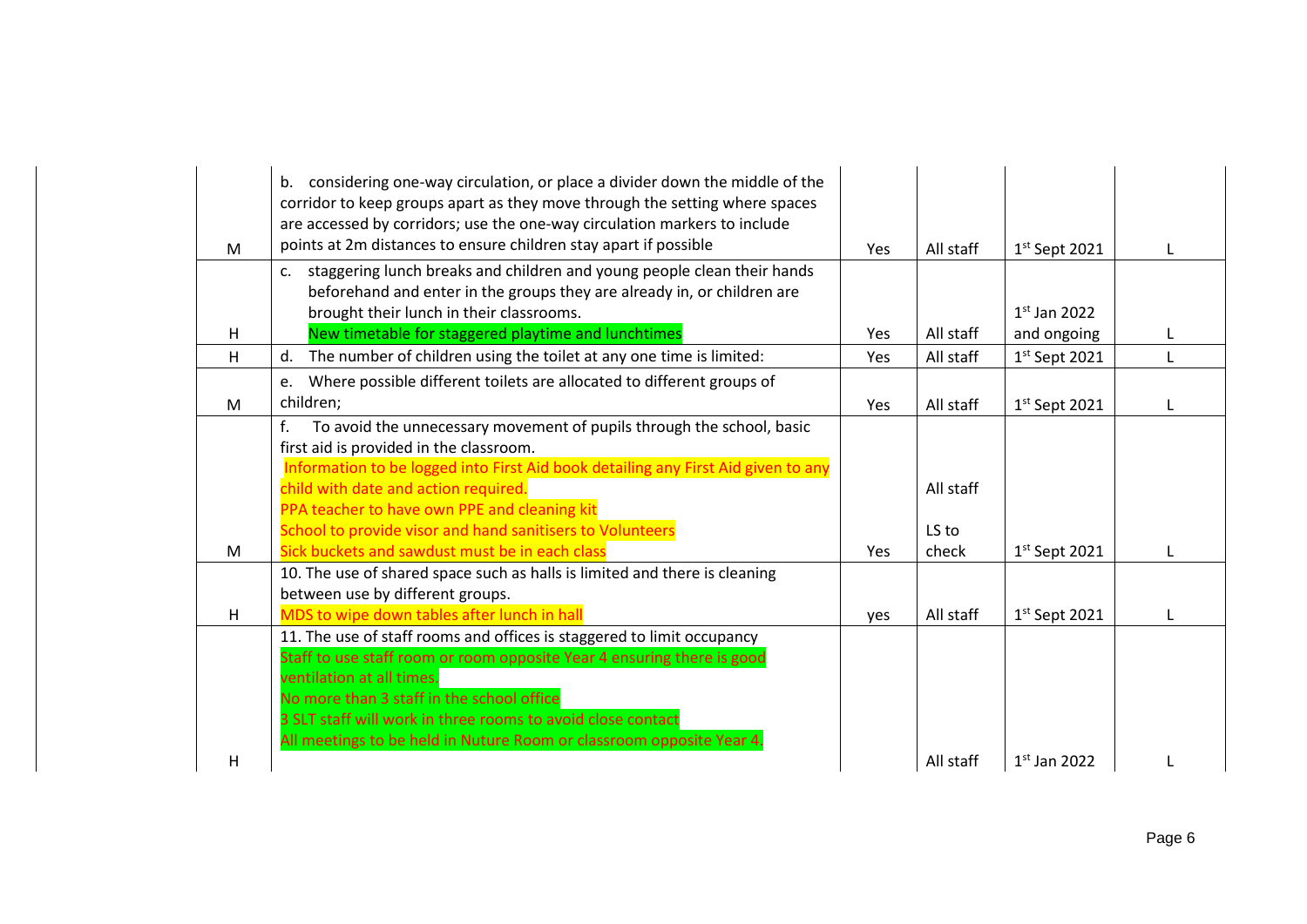| | | | | | |
|---|---|---|---|---|---|
| M | b. considering one-way circulation, or place a divider down the middle of the corridor to keep groups apart as they move through the setting where spaces are accessed by corridors; use the one-way circulation markers to include points at 2m distances to ensure children stay apart if possible | Yes | All staff | 1st Sept 2021 | L |
| H | c. staggering lunch breaks and children and young people clean their hands beforehand and enter in the groups they are already in, or children are brought their lunch in their classrooms.<br>New timetable for staggered playtime and lunchtimes | Yes | All staff | 1st Jan 2022 and ongoing | L |
| H | d. The number of children using the toilet at any one time is limited: | Yes | All staff | 1st Sept 2021 | L |
| M | e. Where possible different toilets are allocated to different groups of children; | Yes | All staff | 1st Sept 2021 | L |
| M | f. To avoid the unnecessary movement of pupils through the school, basic first aid is provided in the classroom.<br>Information to be logged into First Aid book detailing any First Aid given to any child with date and action required.<br>PPA teacher to have own PPE and cleaning kit<br>School to provide visor and hand sanitisers to Volunteers<br>Sick buckets and sawdust must be in each class | Yes | All staff<br><br>LS to check | 1st Sept 2021 | L |
| H | 10. The use of shared space such as halls is limited and there is cleaning between use by different groups.<br>MDS to wipe down tables after lunch in hall | yes | All staff | 1st Sept 2021 | L |
| H | 11. The use of staff rooms and offices is staggered to limit occupancy<br>Staff to use staff room or room opposite Year 4 ensuring there is good ventilation at all times.<br>No more than 3 staff in the school office<br>3 SLT staff will work in three rooms to avoid close contact<br>All meetings to be held in Nuture Room or classroom opposite Year 4. | | All staff | 1st Jan 2022 | L |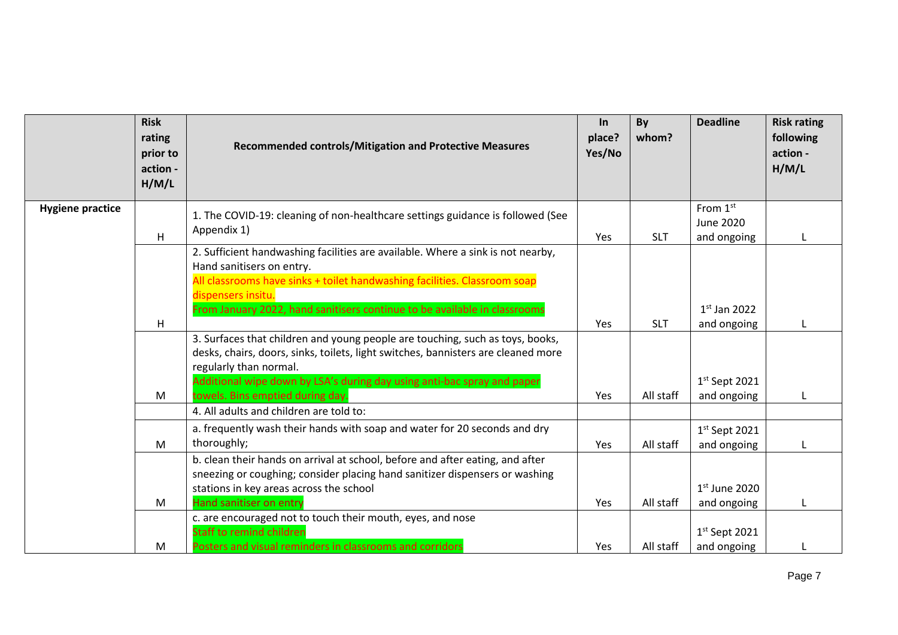| | Risk rating prior to action - H/M/L | Recommended controls/Mitigation and Protective Measures | In place? Yes/No | By whom? | Deadline | Risk rating following action - H/M/L |
|---|---|---|---|---|---|---|
| **Hygiene practice** | H | 1. The COVID-19: cleaning of non-healthcare settings guidance is followed (See Appendix 1) | Yes | SLT | From 1st June 2020 and ongoing | L |
| | H | 2. Sufficient handwashing facilities are available. Where a sink is not nearby, Hand sanitisers on entry.<br>All classrooms have sinks + toilet handwashing facilities. Classroom soap dispensers insitu.<br>From January 2022, hand sanitisers continue to be available in classrooms | Yes | SLT | 1st Jan 2022 and ongoing | L |
| | M | 3. Surfaces that children and young people are touching, such as toys, books, desks, chairs, doors, sinks, toilets, light switches, bannisters are cleaned more regularly than normal.<br>Additional wipe down by LSA's during day using anti-bac spray and paper towels. Bins emptied during day. | Yes | All staff | 1st Sept 2021 and ongoing | L |
| | | 4. All adults and children are told to: | | | | |
| | M | a. frequently wash their hands with soap and water for 20 seconds and dry thoroughly; | Yes | All staff | 1st Sept 2021 and ongoing | L |
| | M | b. clean their hands on arrival at school, before and after eating, and after sneezing or coughing; consider placing hand sanitizer dispensers or washing stations in key areas across the school<br>Hand sanitiser on entry | Yes | All staff | 1st June 2020 and ongoing | L |
| | M | c. are encouraged not to touch their mouth, eyes, and nose<br>Staff to remind children<br>Posters and visual reminders in classrooms and corridors | Yes | All staff | 1st Sept 2021 and ongoing | L |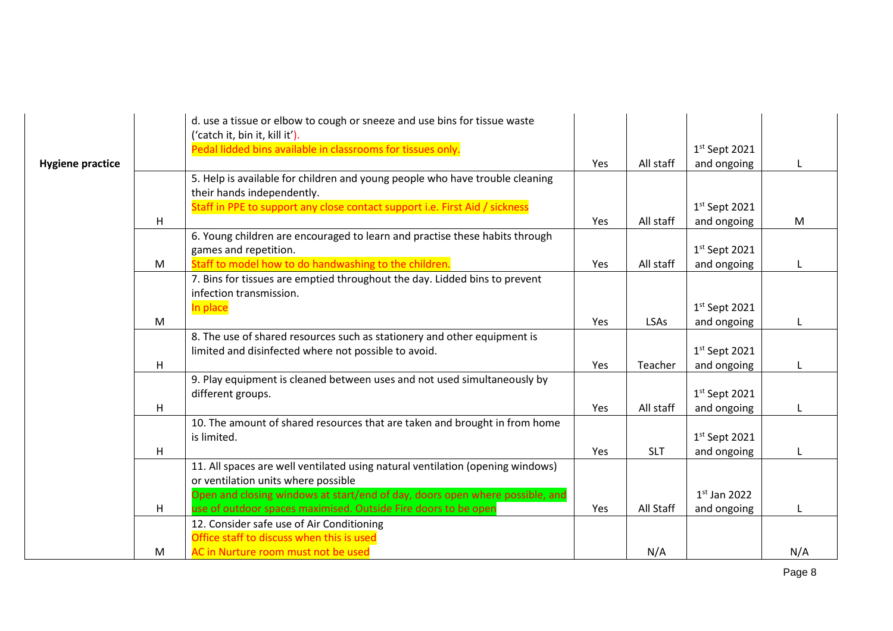| | | | | | | |
|---|---|---|---|---|---|---|
| **Hygiene practice** | | d. use a tissue or elbow to cough or sneeze and use bins for tissue waste ('catch it, bin it, kill it'). Pedal lidded bins available in classrooms for tissues only. | Yes | All staff | 1st Sept 2021 and ongoing | L |
| | H | 5. Help is available for children and young people who have trouble cleaning their hands independently. Staff in PPE to support any close contact support i.e. First Aid / sickness | Yes | All staff | 1st Sept 2021 and ongoing | M |
| | M | 6. Young children are encouraged to learn and practise these habits through games and repetition. Staff to model how to do handwashing to the children. | Yes | All staff | 1st Sept 2021 and ongoing | L |
| | M | 7. Bins for tissues are emptied throughout the day. Lidded bins to prevent infection transmission. In place | Yes | LSAs | 1st Sept 2021 and ongoing | L |
| | H | 8. The use of shared resources such as stationery and other equipment is limited and disinfected where not possible to avoid. | Yes | Teacher | 1st Sept 2021 and ongoing | L |
| | H | 9. Play equipment is cleaned between uses and not used simultaneously by different groups. | Yes | All staff | 1st Sept 2021 and ongoing | L |
| | H | 10. The amount of shared resources that are taken and brought in from home is limited. | Yes | SLT | 1st Sept 2021 and ongoing | L |
| | H | 11. All spaces are well ventilated using natural ventilation (opening windows) or ventilation units where possible Open and closing windows at start/end of day, doors open where possible, and use of outdoor spaces maximised. Outside Fire doors to be open | Yes | All Staff | 1st Jan 2022 and ongoing | L |
| | M | 12. Consider safe use of Air Conditioning Office staff to discuss when this is used AC in Nurture room must not be used | | N/A | | N/A |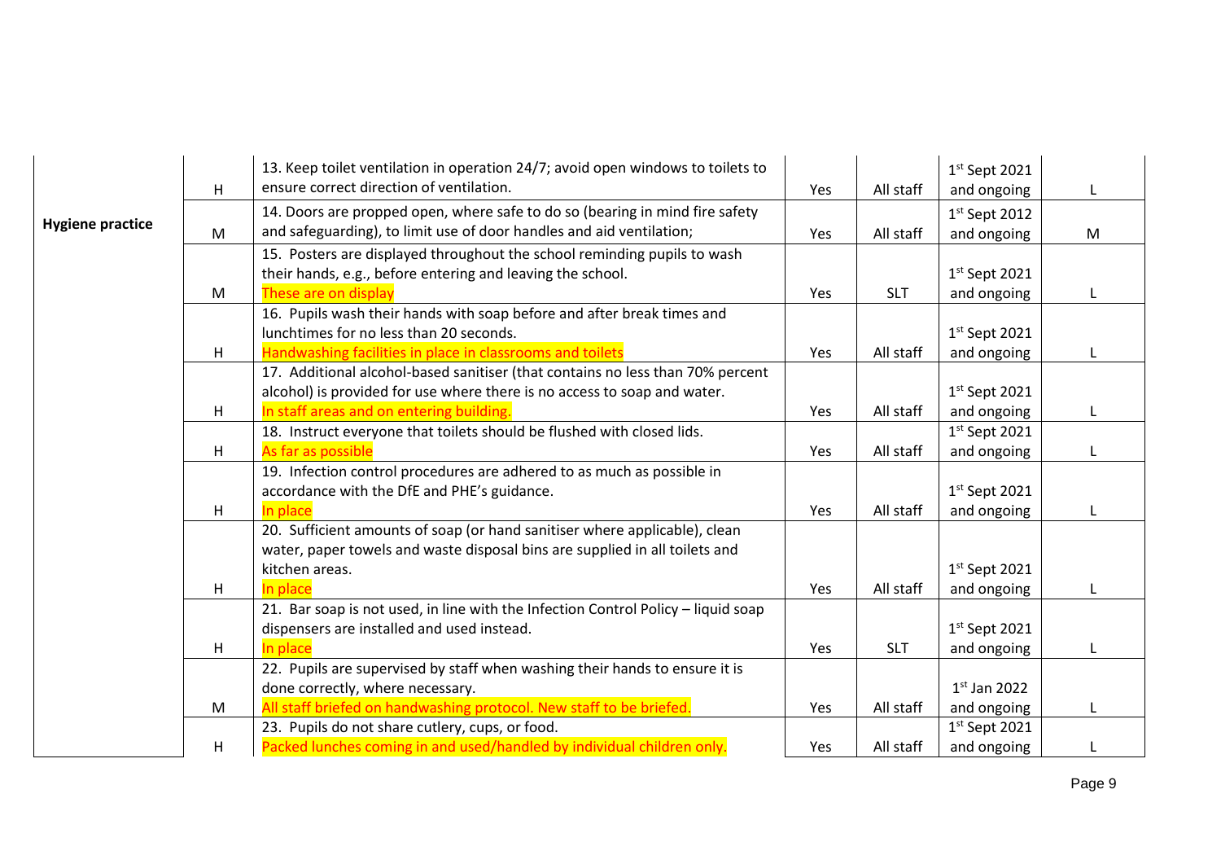|  |  |  |  |  |  |  |
|---|---|---|---|---|---|---|
| **Hygiene practice** | H | 13. Keep toilet ventilation in operation 24/7; avoid open windows to toilets to ensure correct direction of ventilation. | Yes | All staff | 1st Sept 2021 and ongoing | L |
|  | M | 14. Doors are propped open, where safe to do so (bearing in mind fire safety and safeguarding), to limit use of door handles and aid ventilation; | Yes | All staff | 1st Sept 2012 and ongoing | M |
|  | M | 15. Posters are displayed throughout the school reminding pupils to wash their hands, e.g., before entering and leaving the school.<br>These are on display | Yes | SLT | 1st Sept 2021 and ongoing | L |
|  | H | 16. Pupils wash their hands with soap before and after break times and lunchtimes for no less than 20 seconds.<br>Handwashing facilities in place in classrooms and toilets | Yes | All staff | 1st Sept 2021 and ongoing | L |
|  | H | 17. Additional alcohol-based sanitiser (that contains no less than 70% percent alcohol) is provided for use where there is no access to soap and water.<br>In staff areas and on entering building. | Yes | All staff | 1st Sept 2021 and ongoing | L |
|  | H | 18. Instruct everyone that toilets should be flushed with closed lids.<br>As far as possible | Yes | All staff | 1st Sept 2021 and ongoing | L |
|  | H | 19. Infection control procedures are adhered to as much as possible in accordance with the DfE and PHE's guidance.<br>In place | Yes | All staff | 1st Sept 2021 and ongoing | L |
|  | H | 20. Sufficient amounts of soap (or hand sanitiser where applicable), clean water, paper towels and waste disposal bins are supplied in all toilets and kitchen areas.<br>In place | Yes | All staff | 1st Sept 2021 and ongoing | L |
|  | H | 21. Bar soap is not used, in line with the Infection Control Policy – liquid soap dispensers are installed and used instead.<br>In place | Yes | SLT | 1st Sept 2021 and ongoing | L |
|  | M | 22. Pupils are supervised by staff when washing their hands to ensure it is done correctly, where necessary.<br>All staff briefed on handwashing protocol. New staff to be briefed. | Yes | All staff | 1st Jan 2022 and ongoing | L |
|  | H | 23. Pupils do not share cutlery, cups, or food.<br>Packed lunches coming in and used/handled by individual children only. | Yes | All staff | 1st Sept 2021 and ongoing | L |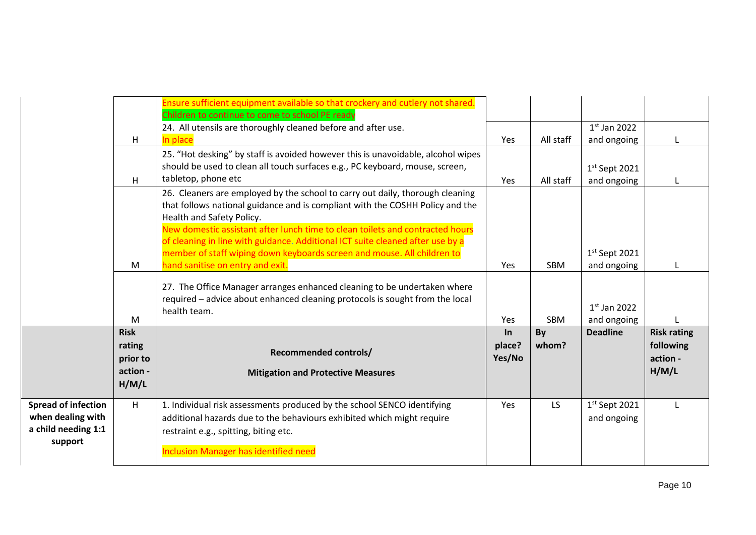| | Risk rating prior to action - H/M/L | Recommended controls/ Mitigation and Protective Measures | In place? Yes/No | By whom? | Deadline | Risk rating following action - H/M/L |
|---|---|---|---|---|---|---|
| | | Ensure sufficient equipment available so that crockery and cutlery not shared. Children to continue to come to school PE ready | | | | |
| | H | 24. All utensils are thoroughly cleaned before and after use. In place | Yes | All staff | 1st Jan 2022 and ongoing | L |
| | H | 25. "Hot desking" by staff is avoided however this is unavoidable, alcohol wipes should be used to clean all touch surfaces e.g., PC keyboard, mouse, screen, tabletop, phone etc | Yes | All staff | 1st Sept 2021 and ongoing | L |
| | M | 26. Cleaners are employed by the school to carry out daily, thorough cleaning that follows national guidance and is compliant with the COSHH Policy and the Health and Safety Policy. New domestic assistant after lunch time to clean toilets and contracted hours of cleaning in line with guidance. Additional ICT suite cleaned after use by a member of staff wiping down keyboards screen and mouse. All children to hand sanitise on entry and exit. | Yes | SBM | 1st Sept 2021 and ongoing | L |
| | M | 27. The Office Manager arranges enhanced cleaning to be undertaken where required – advice about enhanced cleaning protocols is sought from the local health team. | Yes | SBM | 1st Jan 2022 and ongoing | L |
| | **Risk rating prior to action - H/M/L** | **Recommended controls/ Mitigation and Protective Measures** | **In place? Yes/No** | **By whom?** | **Deadline** | **Risk rating following action - H/M/L** |
| **Spread of infection when dealing with a child needing 1:1 support** | H | 1. Individual risk assessments produced by the school SENCO identifying additional hazards due to the behaviours exhibited which might require restraint e.g., spitting, biting etc. Inclusion Manager has identified need | Yes | LS | 1st Sept 2021 and ongoing | L |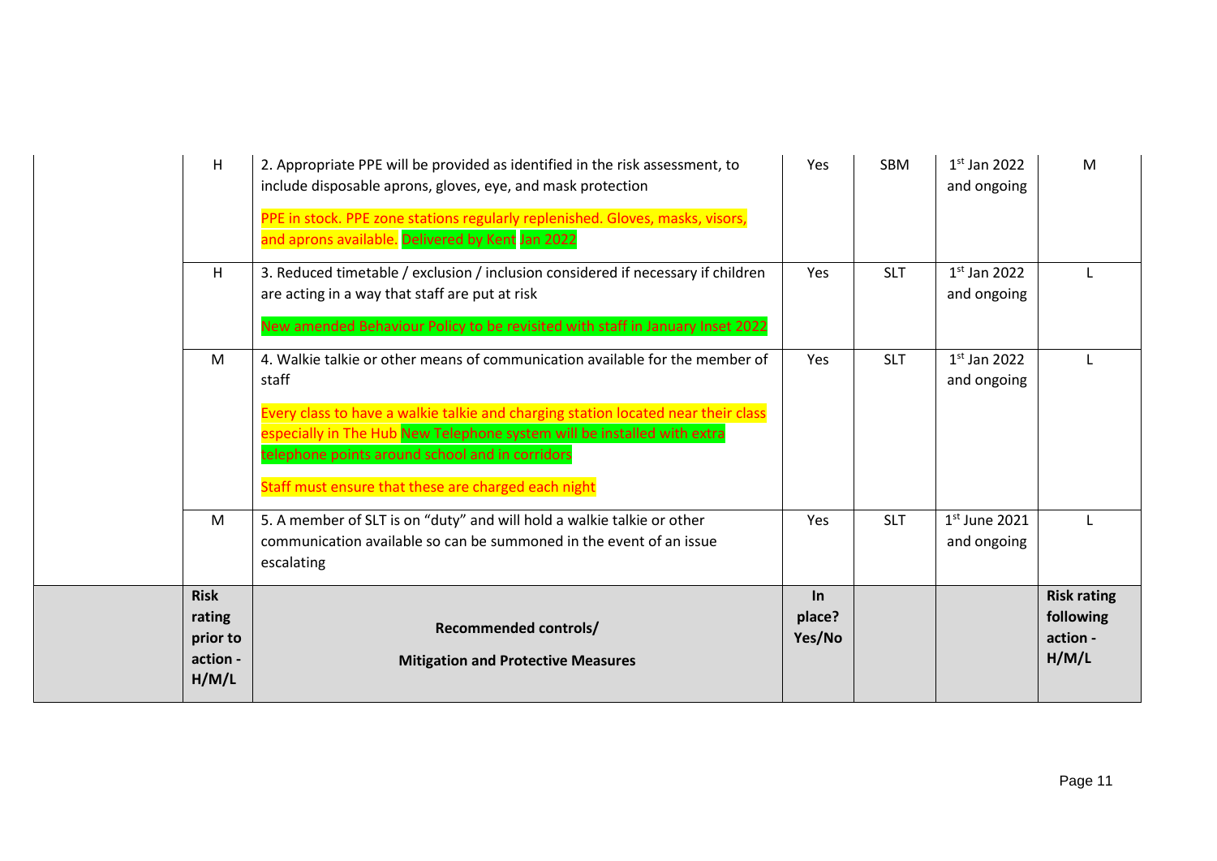|  | Risk rating prior to action - H/M/L | Recommended controls/ Mitigation and Protective Measures | In place? Yes/No |  |  | Risk rating following action - H/M/L |
|---|---|---|---|---|---|---|
|  | H | 2. Appropriate PPE will be provided as identified in the risk assessment, to include disposable aprons, gloves, eye, and mask protection<br><br>PPE in stock. PPE zone stations regularly replenished. Gloves, masks, visors, and aprons available. Delivered by Kent Jan 2022 | Yes | SBM | 1st Jan 2022 and ongoing | M |
|  | H | 3. Reduced timetable / exclusion / inclusion considered if necessary if children are acting in a way that staff are put at risk<br><br>New amended Behaviour Policy to be revisited with staff in January Inset 2022 | Yes | SLT | 1st Jan 2022 and ongoing | L |
|  | M | 4. Walkie talkie or other means of communication available for the member of staff<br><br>Every class to have a walkie talkie and charging station located near their class especially in The Hub New Telephone system will be installed with extra telephone points around school and in corridors<br><br>Staff must ensure that these are charged each night | Yes | SLT | 1st Jan 2022 and ongoing | L |
|  | M | 5. A member of SLT is on "duty" and will hold a walkie talkie or other communication available so can be summoned in the event of an issue escalating | Yes | SLT | 1st June 2021 and ongoing | L |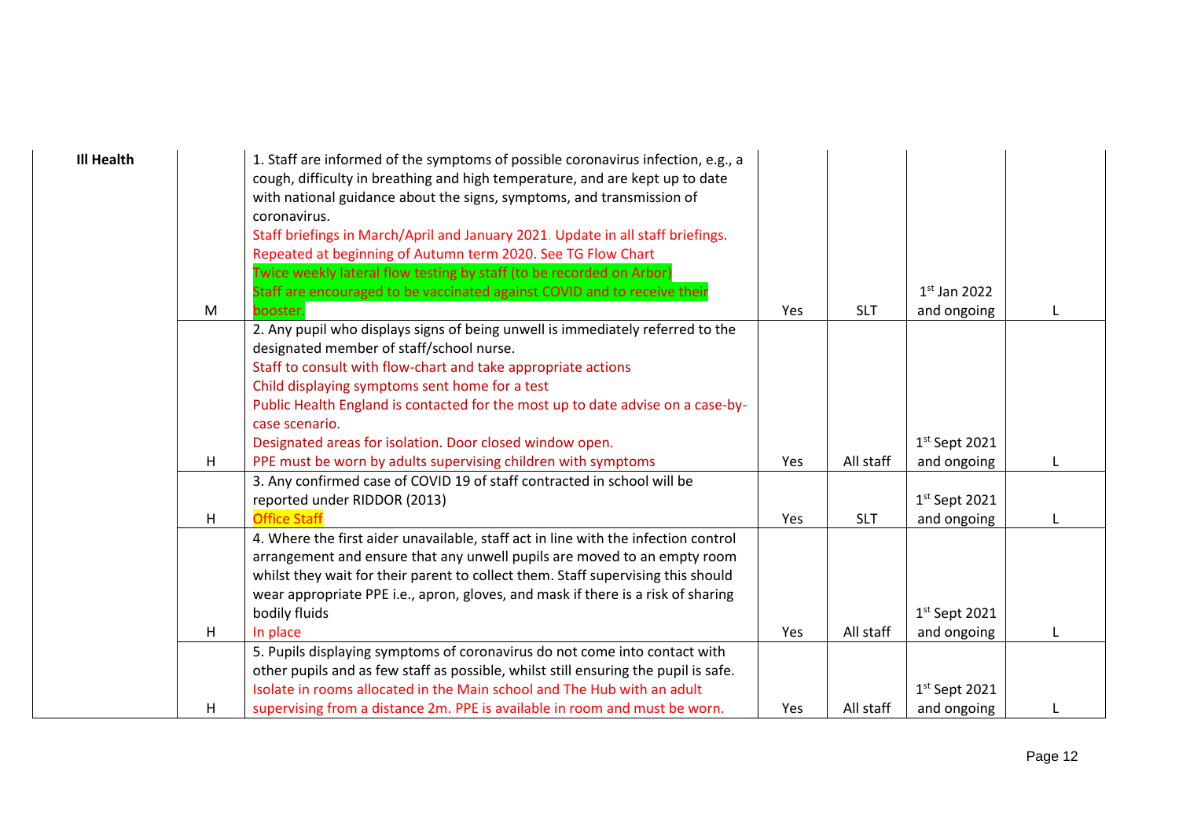| | | | | | | |
|---|---|---|---|---|---|---|
| **Ill Health** | M | 1. Staff are informed of the symptoms of possible coronavirus infection, e.g., a cough, difficulty in breathing and high temperature, and are kept up to date with national guidance about the signs, symptoms, and transmission of coronavirus.<br>Staff briefings in March/April and January 2021. Update in all staff briefings. Repeated at beginning of Autumn term 2020. See TG Flow Chart<br>Twice weekly lateral flow testing by staff (to be recorded on Arbor)<br>Staff are encouraged to be vaccinated against COVID and to receive their booster. | Yes | SLT | 1st Jan 2022 and ongoing | L |
| | H | 2. Any pupil who displays signs of being unwell is immediately referred to the designated member of staff/school nurse.<br>Staff to consult with flow-chart and take appropriate actions<br>Child displaying symptoms sent home for a test<br>Public Health England is contacted for the most up to date advise on a case-by-case scenario.<br>Designated areas for isolation. Door closed window open.<br>PPE must be worn by adults supervising children with symptoms | Yes | All staff | 1st Sept 2021 and ongoing | L |
| | H | 3. Any confirmed case of COVID 19 of staff contracted in school will be reported under RIDDOR (2013)<br>Office Staff | Yes | SLT | 1st Sept 2021 and ongoing | L |
| | H | 4. Where the first aider unavailable, staff act in line with the infection control arrangement and ensure that any unwell pupils are moved to an empty room whilst they wait for their parent to collect them. Staff supervising this should wear appropriate PPE i.e., apron, gloves, and mask if there is a risk of sharing bodily fluids<br>In place | Yes | All staff | 1st Sept 2021 and ongoing | L |
| | H | 5. Pupils displaying symptoms of coronavirus do not come into contact with other pupils and as few staff as possible, whilst still ensuring the pupil is safe.<br>Isolate in rooms allocated in the Main school and The Hub with an adult supervising from a distance 2m. PPE is available in room and must be worn. | Yes | All staff | 1st Sept 2021 and ongoing | L |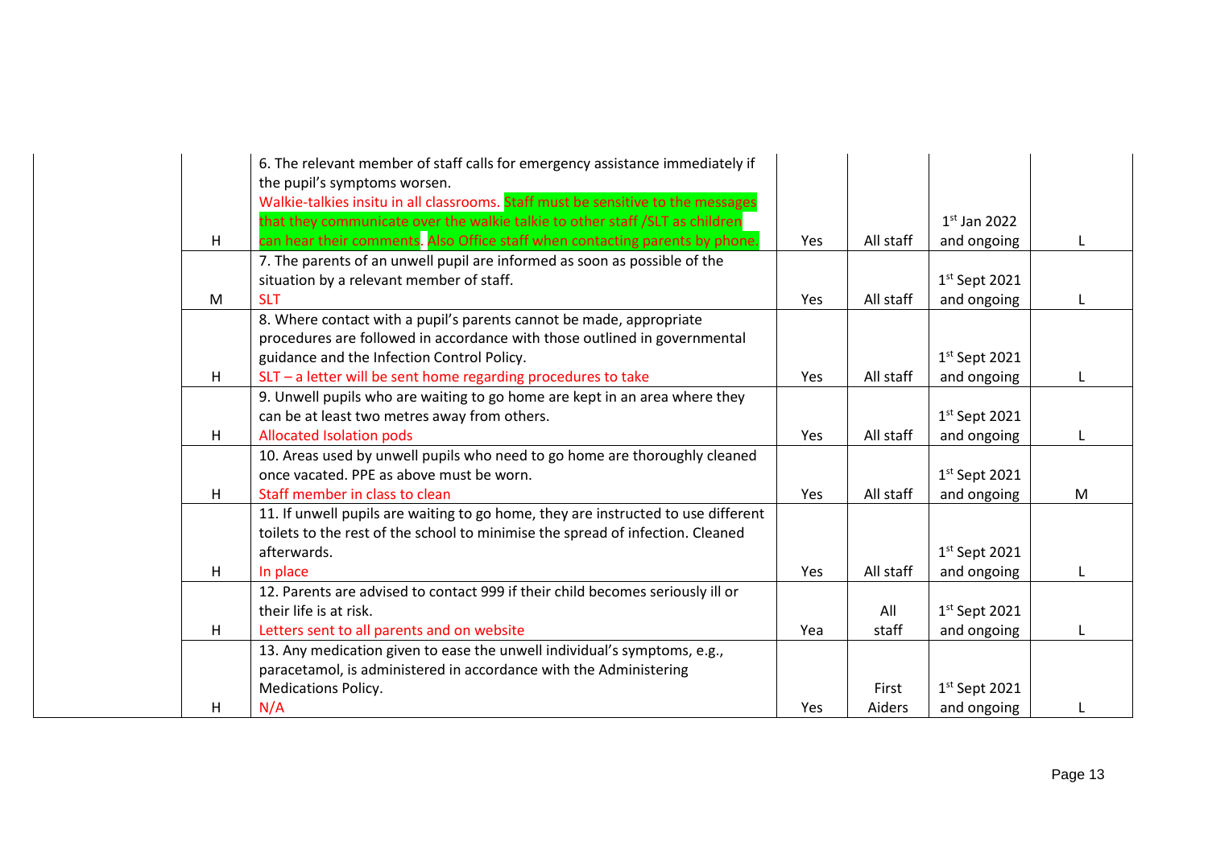| | | | | | | |
|---|---|---|---|---|---|---|
| | H | 6. The relevant member of staff calls for emergency assistance immediately if the pupil's symptoms worsen. Walkie-talkies insitu in all classrooms. Staff must be sensitive to the messages that they communicate over the walkie talkie to other staff /SLT as children can hear their comments. Also Office staff when contacting parents by phone. | Yes | All staff | 1st Jan 2022 and ongoing | L |
| | M | 7. The parents of an unwell pupil are informed as soon as possible of the situation by a relevant member of staff. SLT | Yes | All staff | 1st Sept 2021 and ongoing | L |
| | H | 8. Where contact with a pupil's parents cannot be made, appropriate procedures are followed in accordance with those outlined in governmental guidance and the Infection Control Policy. SLT – a letter will be sent home regarding procedures to take | Yes | All staff | 1st Sept 2021 and ongoing | L |
| | H | 9. Unwell pupils who are waiting to go home are kept in an area where they can be at least two metres away from others. Allocated Isolation pods | Yes | All staff | 1st Sept 2021 and ongoing | L |
| | H | 10. Areas used by unwell pupils who need to go home are thoroughly cleaned once vacated. PPE as above must be worn. Staff member in class to clean | Yes | All staff | 1st Sept 2021 and ongoing | M |
| | H | 11. If unwell pupils are waiting to go home, they are instructed to use different toilets to the rest of the school to minimise the spread of infection. Cleaned afterwards. In place | Yes | All staff | 1st Sept 2021 and ongoing | L |
| | H | 12. Parents are advised to contact 999 if their child becomes seriously ill or their life is at risk. Letters sent to all parents and on website | Yea | All staff | 1st Sept 2021 and ongoing | L |
| | H | 13. Any medication given to ease the unwell individual's symptoms, e.g., paracetamol, is administered in accordance with the Administering Medications Policy. N/A | Yes | First Aiders | 1st Sept 2021 and ongoing | L |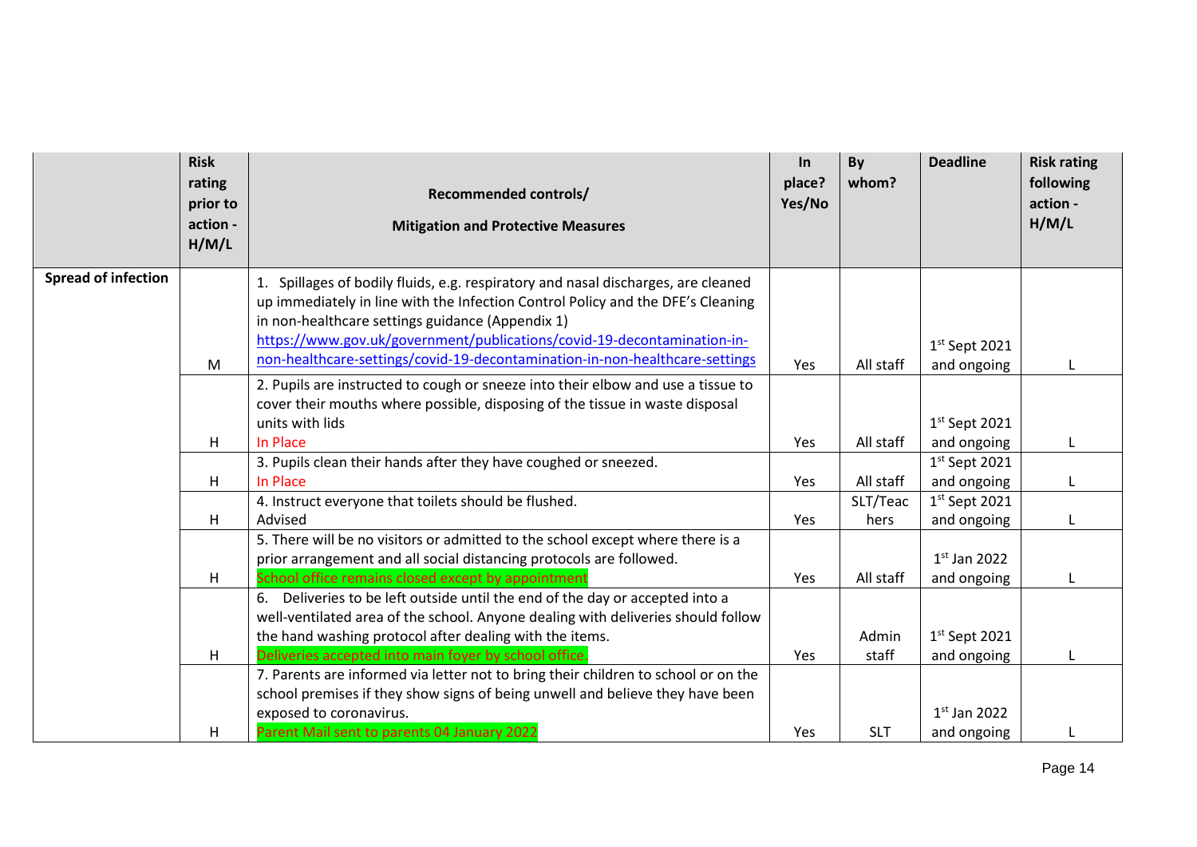| | Risk rating prior to action - H/M/L | Recommended controls/<br><br>Mitigation and Protective Measures | In place? Yes/No | By whom? | Deadline | Risk rating following action - H/M/L |
|---|---|---|---|---|---|---|
| **Spread of infection** | M | 1. Spillages of bodily fluids, e.g. respiratory and nasal discharges, are cleaned up immediately in line with the Infection Control Policy and the DFE's Cleaning in non-healthcare settings guidance (Appendix 1) https://www.gov.uk/government/publications/covid-19-decontamination-in-non-healthcare-settings/covid-19-decontamination-in-non-healthcare-settings | Yes | All staff | 1st Sept 2021 and ongoing | L |
| | H | 2. Pupils are instructed to cough or sneeze into their elbow and use a tissue to cover their mouths where possible, disposing of the tissue in waste disposal units with lids<br>In Place | Yes | All staff | 1st Sept 2021 and ongoing | L |
| | H | 3. Pupils clean their hands after they have coughed or sneezed.<br>In Place | Yes | All staff | 1st Sept 2021 and ongoing | L |
| | H | 4. Instruct everyone that toilets should be flushed.<br>Advised | Yes | SLT/Teachers | 1st Sept 2021 and ongoing | L |
| | H | 5. There will be no visitors or admitted to the school except where there is a prior arrangement and all social distancing protocols are followed.<br>School office remains closed except by appointment | Yes | All staff | 1st Jan 2022 and ongoing | L |
| | H | 6. Deliveries to be left outside until the end of the day or accepted into a well-ventilated area of the school. Anyone dealing with deliveries should follow the hand washing protocol after dealing with the items.<br>Deliveries accepted into main foyer by school office. | Yes | Admin staff | 1st Sept 2021 and ongoing | L |
| | H | 7. Parents are informed via letter not to bring their children to school or on the school premises if they show signs of being unwell and believe they have been exposed to coronavirus.<br>Parent Mail sent to parents 04 January 2022 | Yes | SLT | 1st Jan 2022 and ongoing | L |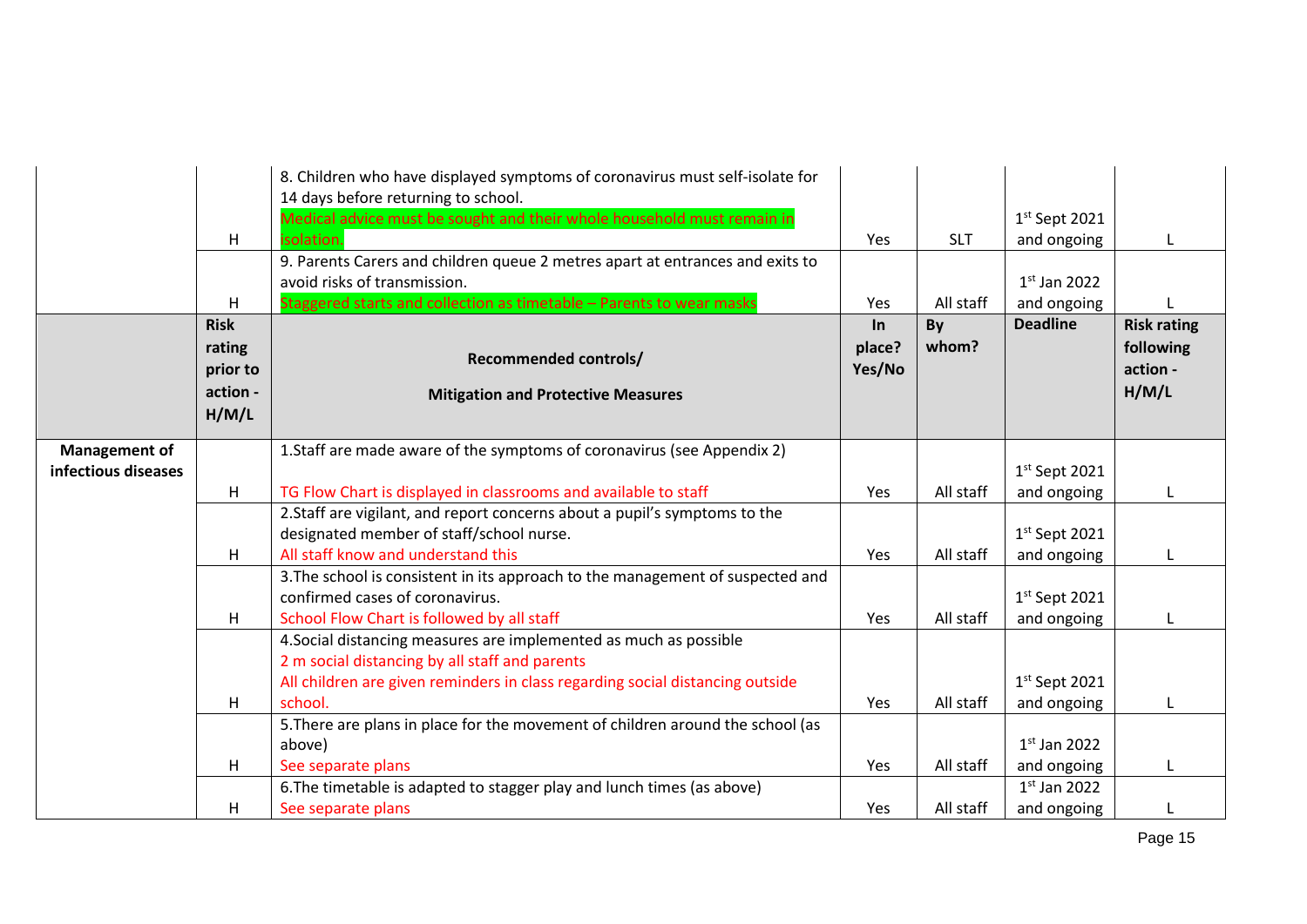| | Risk rating prior to action - H/M/L | Recommended controls/ Mitigation and Protective Measures | In place? Yes/No | By whom? | Deadline | Risk rating following action - H/M/L |
|---|---|---|---|---|---|---|
| | H | 8. Children who have displayed symptoms of coronavirus must self-isolate for 14 days before returning to school. Medical advice must be sought and their whole household must remain in isolation. | Yes | SLT | 1st Sept 2021 and ongoing | L |
| | H | 9. Parents Carers and children queue 2 metres apart at entrances and exits to avoid risks of transmission. Staggered starts and collection as timetable – Parents to wear masks | Yes | All staff | 1st Jan 2022 and ongoing | L |
| **Management of infectious diseases** | H | 1.Staff are made aware of the symptoms of coronavirus (see Appendix 2) TG Flow Chart is displayed in classrooms and available to staff | Yes | All staff | 1st Sept 2021 and ongoing | L |
| | H | 2.Staff are vigilant, and report concerns about a pupil's symptoms to the designated member of staff/school nurse. All staff know and understand this | Yes | All staff | 1st Sept 2021 and ongoing | L |
| | H | 3.The school is consistent in its approach to the management of suspected and confirmed cases of coronavirus. School Flow Chart is followed by all staff | Yes | All staff | 1st Sept 2021 and ongoing | L |
| | H | 4.Social distancing measures are implemented as much as possible 2 m social distancing by all staff and parents All children are given reminders in class regarding social distancing outside school. | Yes | All staff | 1st Sept 2021 and ongoing | L |
| | H | 5.There are plans in place for the movement of children around the school (as above) See separate plans | Yes | All staff | 1st Jan 2022 and ongoing | L |
| | H | 6.The timetable is adapted to stagger play and lunch times (as above) See separate plans | Yes | All staff | 1st Jan 2022 and ongoing | L |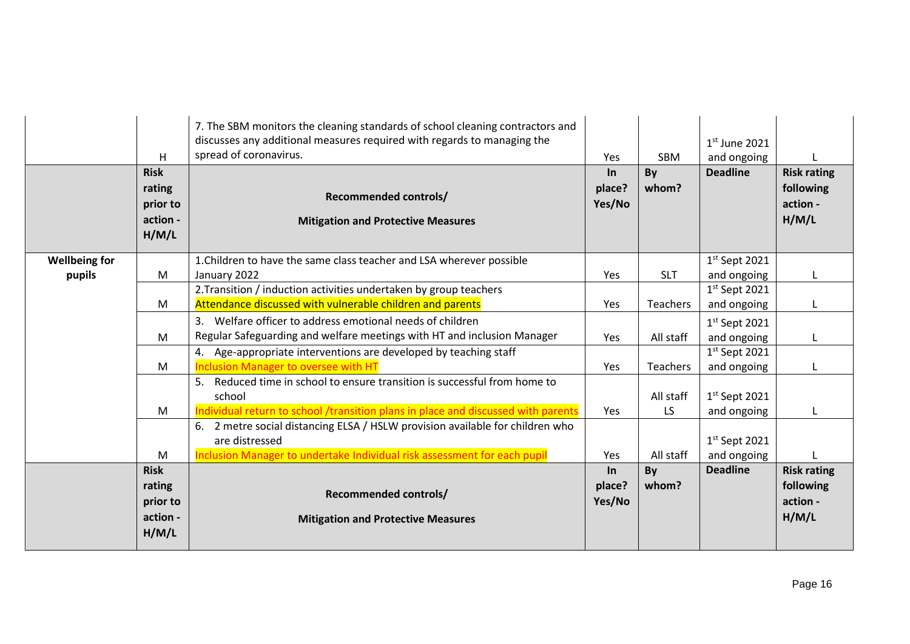| | | | | | | |
|---|---|---|---|---|---|---|
| | H | 7. The SBM monitors the cleaning standards of school cleaning contractors and discusses any additional measures required with regards to managing the spread of coronavirus. | Yes | SBM | 1st June 2021 and ongoing | L |
| | **Risk rating prior to action - H/M/L** | **Recommended controls/ Mitigation and Protective Measures** | **In place? Yes/No** | **By whom?** | **Deadline** | **Risk rating following action - H/M/L** |
| **Wellbeing for pupils** | M | 1.Children to have the same class teacher and LSA wherever possible January 2022 | Yes | SLT | 1st Sept 2021 and ongoing | L |
| | M | 2.Transition / induction activities undertaken by group teachers Attendance discussed with vulnerable children and parents | Yes | Teachers | 1st Sept 2021 and ongoing | L |
| | M | 3. Welfare officer to address emotional needs of children Regular Safeguarding and welfare meetings with HT and inclusion Manager | Yes | All staff | 1st Sept 2021 and ongoing | L |
| | M | 4. Age-appropriate interventions are developed by teaching staff Inclusion Manager to oversee with HT | Yes | Teachers | 1st Sept 2021 and ongoing | L |
| | M | 5. Reduced time in school to ensure transition is successful from home to school Individual return to school /transition plans in place and discussed with parents | Yes | All staff LS | 1st Sept 2021 and ongoing | L |
| | M | 6. 2 metre social distancing ELSA / HSLW provision available for children who are distressed Inclusion Manager to undertake Individual risk assessment for each pupil | Yes | All staff | 1st Sept 2021 and ongoing | L |
| | **Risk rating prior to action - H/M/L** | **Recommended controls/ Mitigation and Protective Measures** | **In place? Yes/No** | **By whom?** | **Deadline** | **Risk rating following action - H/M/L** |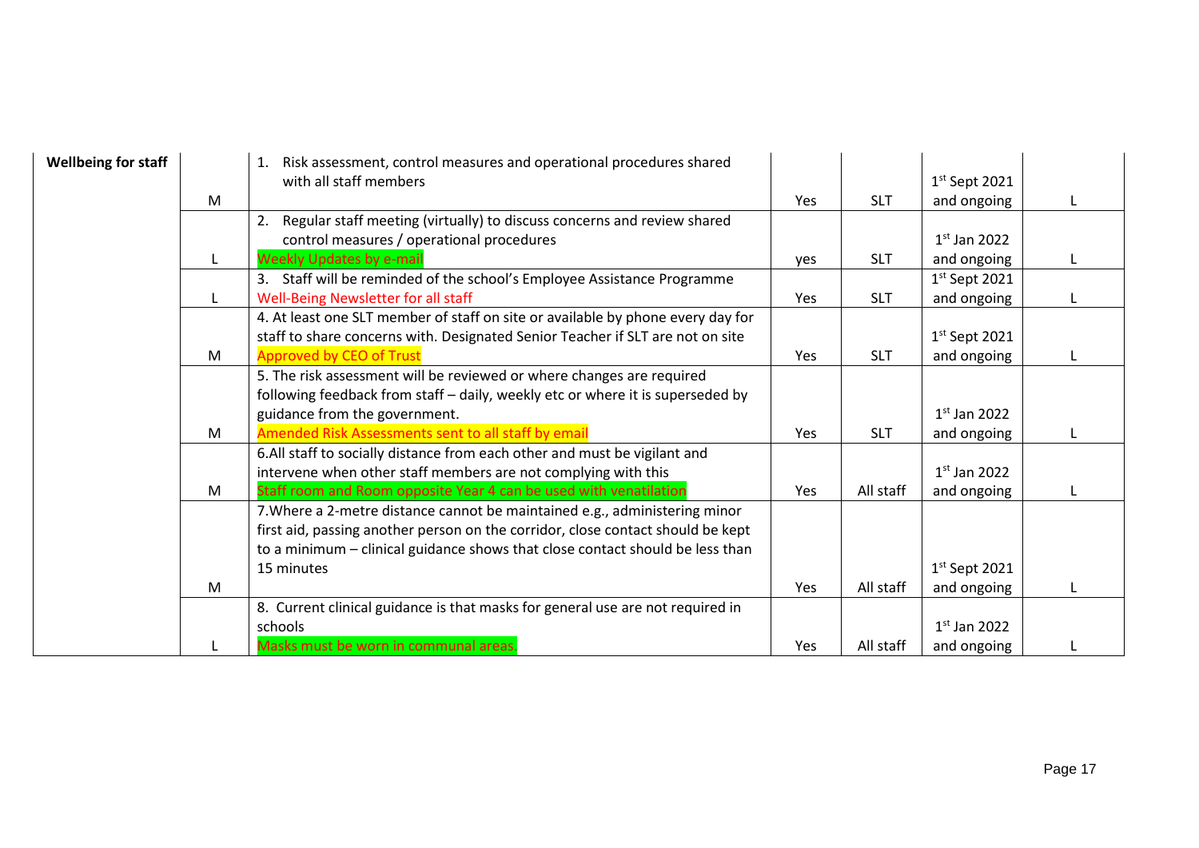| | | | | | | |
|---|---|---|---|---|---|---|
| **Wellbeing for staff** | M | 1. Risk assessment, control measures and operational procedures shared with all staff members | Yes | SLT | 1st Sept 2021 and ongoing | L |
| | L | 2. Regular staff meeting (virtually) to discuss concerns and review shared control measures / operational procedures<br>Weekly Updates by e-mail | yes | SLT | 1st Jan 2022 and ongoing | L |
| | L | 3. Staff will be reminded of the school's Employee Assistance Programme<br>Well-Being Newsletter for all staff | Yes | SLT | 1st Sept 2021 and ongoing | L |
| | M | 4. At least one SLT member of staff on site or available by phone every day for staff to share concerns with. Designated Senior Teacher if SLT are not on site<br>Approved by CEO of Trust | Yes | SLT | 1st Sept 2021 and ongoing | L |
| | M | 5. The risk assessment will be reviewed or where changes are required following feedback from staff – daily, weekly etc or where it is superseded by guidance from the government.<br>Amended Risk Assessments sent to all staff by email | Yes | SLT | 1st Jan 2022 and ongoing | L |
| | M | 6.All staff to socially distance from each other and must be vigilant and intervene when other staff members are not complying with this<br>Staff room and Room opposite Year 4 can be used with venatilation | Yes | All staff | 1st Jan 2022 and ongoing | L |
| | M | 7.Where a 2-metre distance cannot be maintained e.g., administering minor first aid, passing another person on the corridor, close contact should be kept to a minimum – clinical guidance shows that close contact should be less than 15 minutes | Yes | All staff | 1st Sept 2021 and ongoing | L |
| | L | 8. Current clinical guidance is that masks for general use are not required in schools<br>Masks must be worn in communal areas. | Yes | All staff | 1st Jan 2022 and ongoing | L |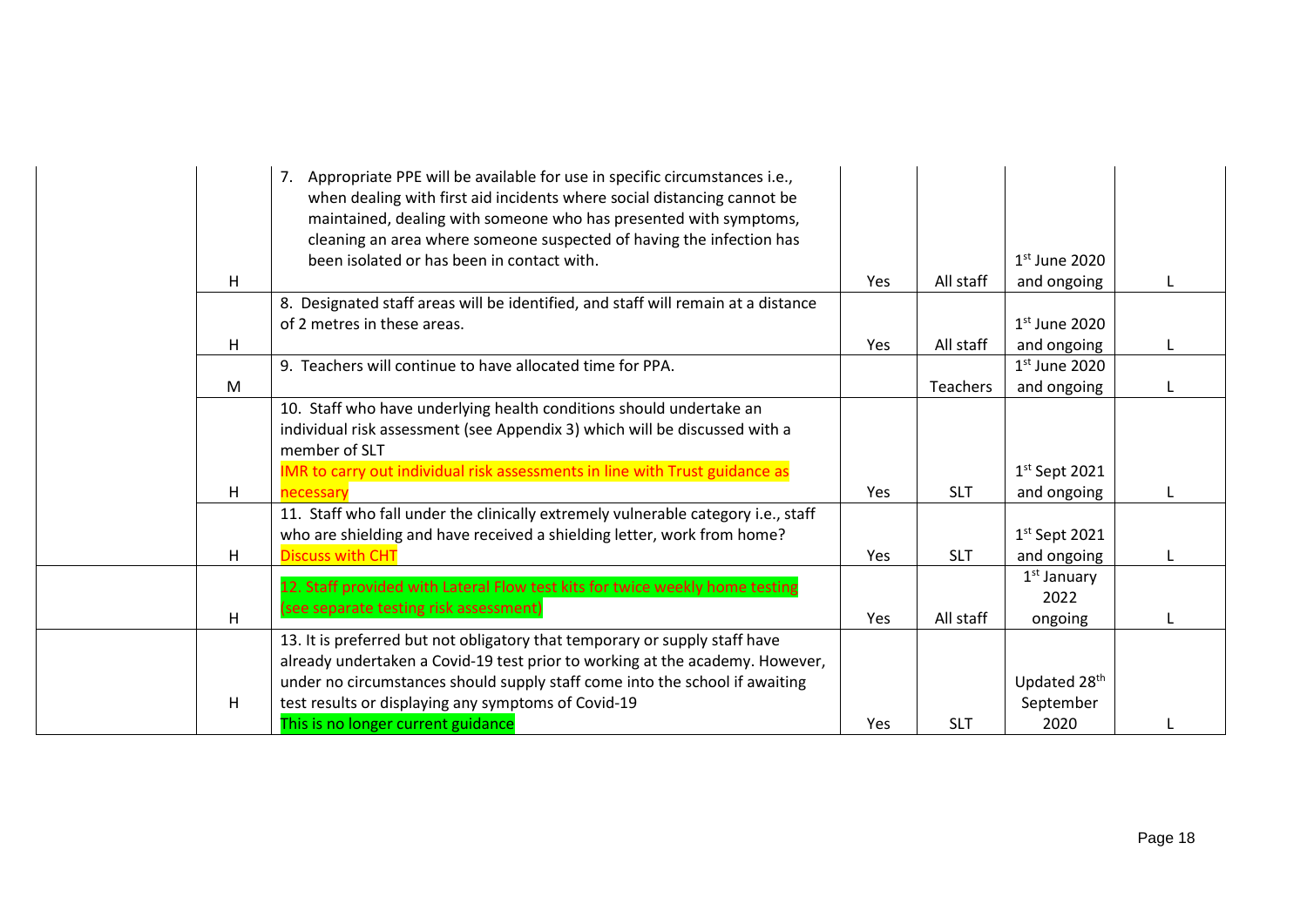| | | | | | | |
|---|---|---|---|---|---|---|
| | H | 7. Appropriate PPE will be available for use in specific circumstances i.e., when dealing with first aid incidents where social distancing cannot be maintained, dealing with someone who has presented with symptoms, cleaning an area where someone suspected of having the infection has been isolated or has been in contact with. | Yes | All staff | 1st June 2020 and ongoing | L |
| | H | 8. Designated staff areas will be identified, and staff will remain at a distance of 2 metres in these areas. | Yes | All staff | 1st June 2020 and ongoing | L |
| | M | 9. Teachers will continue to have allocated time for PPA. | | Teachers | 1st June 2020 and ongoing | L |
| | H | 10. Staff who have underlying health conditions should undertake an individual risk assessment (see Appendix 3) which will be discussed with a member of SLT<br>IMR to carry out individual risk assessments in line with Trust guidance as necessary | Yes | SLT | 1st Sept 2021 and ongoing | L |
| | H | 11. Staff who fall under the clinically extremely vulnerable category i.e., staff who are shielding and have received a shielding letter, work from home?<br>Discuss with CHT | Yes | SLT | 1st Sept 2021 and ongoing | L |
| | H | 12. Staff provided with Lateral Flow test kits for twice weekly home testing (see separate testing risk assessment) | Yes | All staff | 1st January 2022 ongoing | L |
| | H | 13. It is preferred but not obligatory that temporary or supply staff have already undertaken a Covid-19 test prior to working at the academy. However, under no circumstances should supply staff come into the school if awaiting test results or displaying any symptoms of Covid-19<br>This is no longer current guidance | Yes | SLT | Updated 28th September 2020 | L |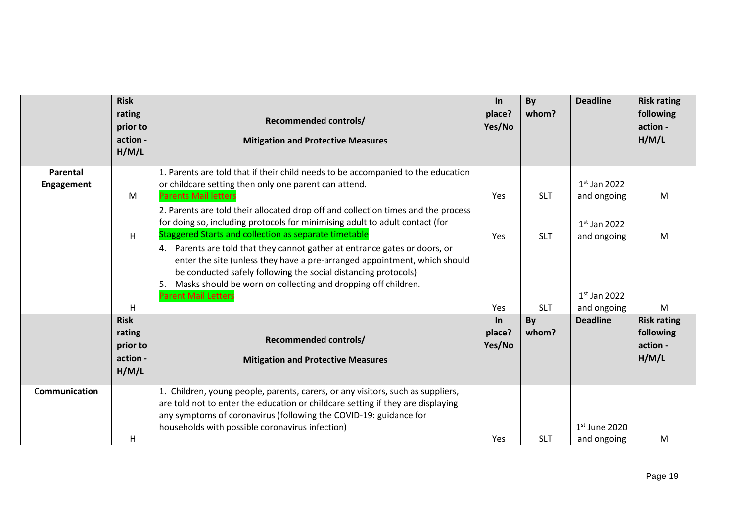| | Risk rating prior to action - H/M/L | Recommended controls/ Mitigation and Protective Measures | In place? Yes/No | By whom? | Deadline | Risk rating following action - H/M/L |
|---|---|---|---|---|---|---|
| **Parental Engagement** | M | 1. Parents are told that if their child needs to be accompanied to the education or childcare setting then only one parent can attend. Parents Mail letters | Yes | SLT | 1st Jan 2022 and ongoing | M |
| | H | 2. Parents are told their allocated drop off and collection times and the process for doing so, including protocols for minimising adult to adult contact (for Staggered Starts and collection as separate timetable | Yes | SLT | 1st Jan 2022 and ongoing | M |
| | H | 4. Parents are told that they cannot gather at entrance gates or doors, or enter the site (unless they have a pre-arranged appointment, which should be conducted safely following the social distancing protocols) 5. Masks should be worn on collecting and dropping off children. Parent Mail Letters | Yes | SLT | 1st Jan 2022 and ongoing | M |

| | Risk rating prior to action - H/M/L | Recommended controls/ Mitigation and Protective Measures | In place? Yes/No | By whom? | Deadline | Risk rating following action - H/M/L |
|---|---|---|---|---|---|---|
| **Communication** | H | 1. Children, young people, parents, carers, or any visitors, such as suppliers, are told not to enter the education or childcare setting if they are displaying any symptoms of coronavirus (following the COVID-19: guidance for households with possible coronavirus infection) | Yes | SLT | 1st June 2020 and ongoing | M |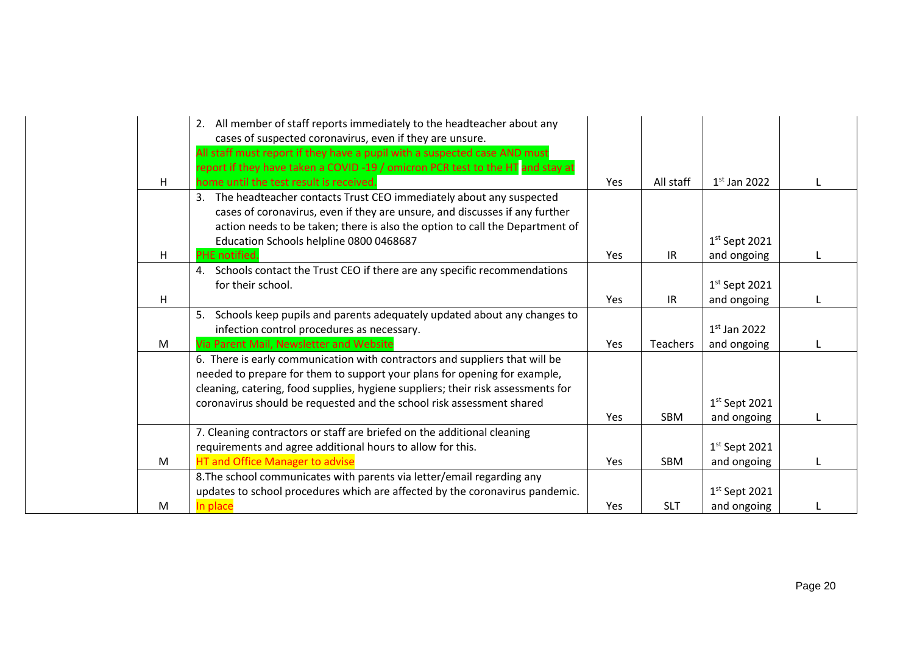| | | | | | | |
|---|---|---|---|---|---|---|
| | H | 2. All member of staff reports immediately to the headteacher about any cases of suspected coronavirus, even if they are unsure. All staff must report if they have a pupil with a suspected case AND must report if they have taken a COVID -19 / omicron PCR test to the HT and stay at home until the test result is received. | Yes | All staff | 1st Jan 2022 | L |
| | H | 3. The headteacher contacts Trust CEO immediately about any suspected cases of coronavirus, even if they are unsure, and discusses if any further action needs to be taken; there is also the option to call the Department of Education Schools helpline 0800 0468687 PHE notified. | Yes | IR | 1st Sept 2021 and ongoing | L |
| | H | 4. Schools contact the Trust CEO if there are any specific recommendations for their school. | Yes | IR | 1st Sept 2021 and ongoing | L |
| | M | 5. Schools keep pupils and parents adequately updated about any changes to infection control procedures as necessary. Via Parent Mail, Newsletter and Website | Yes | Teachers | 1st Jan 2022 and ongoing | L |
| | | 6. There is early communication with contractors and suppliers that will be needed to prepare for them to support your plans for opening for example, cleaning, catering, food supplies, hygiene suppliers; their risk assessments for coronavirus should be requested and the school risk assessment shared | Yes | SBM | 1st Sept 2021 and ongoing | L |
| | M | 7. Cleaning contractors or staff are briefed on the additional cleaning requirements and agree additional hours to allow for this. HT and Office Manager to advise | Yes | SBM | 1st Sept 2021 and ongoing | L |
| | M | 8.The school communicates with parents via letter/email regarding any updates to school procedures which are affected by the coronavirus pandemic. In place | Yes | SLT | 1st Sept 2021 and ongoing | L |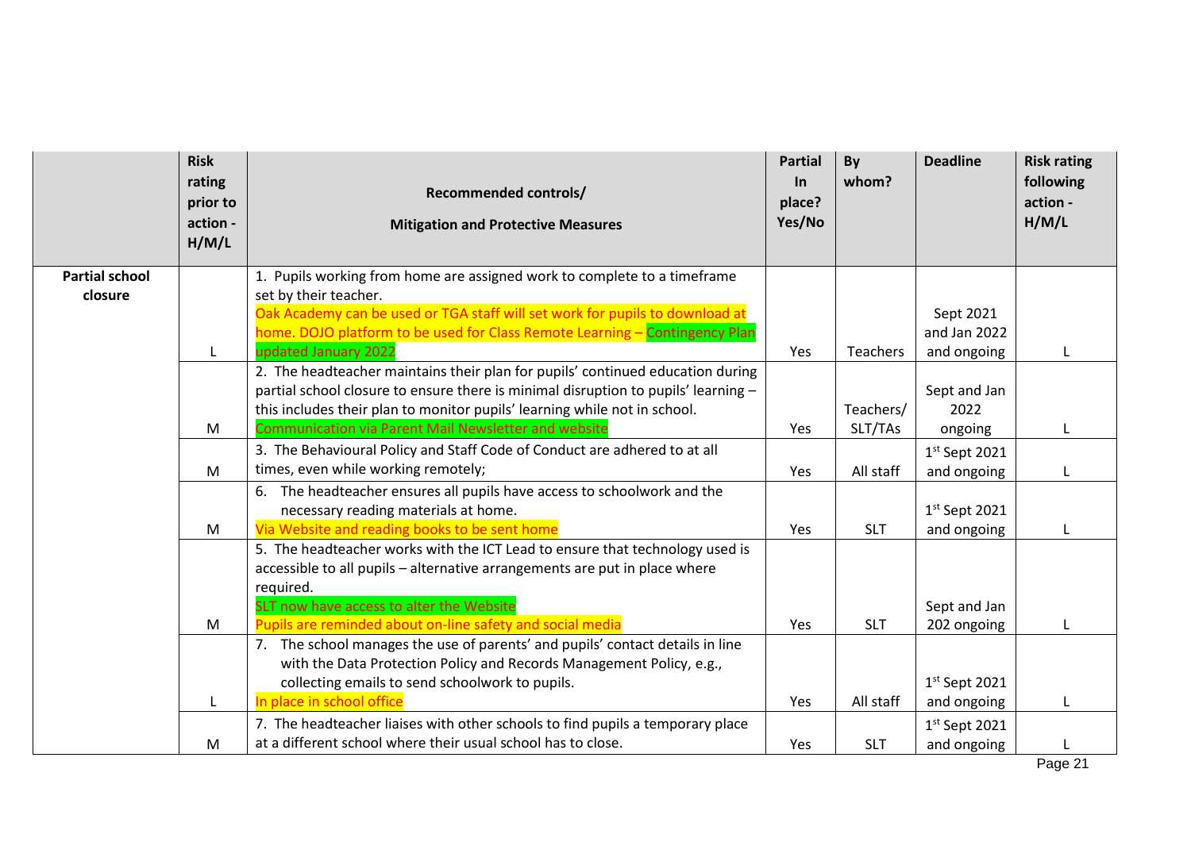| | Risk rating prior to action - H/M/L | Recommended controls/ Mitigation and Protective Measures | Partial In place? Yes/No | By whom? | Deadline | Risk rating following action - H/M/L |
|---|---|---|---|---|---|---|
| **Partial school closure** | L | 1. Pupils working from home are assigned work to complete to a timeframe set by their teacher. Oak Academy can be used or TGA staff will set work for pupils to download at home. DOJO platform to be used for Class Remote Learning – Contingency Plan updated January 2022 | Yes | Teachers | Sept 2021 and Jan 2022 and ongoing | L |
| | M | 2. The headteacher maintains their plan for pupils' continued education during partial school closure to ensure there is minimal disruption to pupils' learning – this includes their plan to monitor pupils' learning while not in school. Communication via Parent Mail Newsletter and website | Yes | Teachers/ SLT/TAs | Sept and Jan 2022 ongoing | L |
| | M | 3. The Behavioural Policy and Staff Code of Conduct are adhered to at all times, even while working remotely; | Yes | All staff | 1st Sept 2021 and ongoing | L |
| | M | 6. The headteacher ensures all pupils have access to schoolwork and the necessary reading materials at home. Via Website and reading books to be sent home | Yes | SLT | 1st Sept 2021 and ongoing | L |
| | M | 5. The headteacher works with the ICT Lead to ensure that technology used is accessible to all pupils – alternative arrangements are put in place where required. SLT now have access to alter the Website Pupils are reminded about on-line safety and social media | Yes | SLT | Sept and Jan 202 ongoing | L |
| | L | 7. The school manages the use of parents' and pupils' contact details in line with the Data Protection Policy and Records Management Policy, e.g., collecting emails to send schoolwork to pupils. In place in school office | Yes | All staff | 1st Sept 2021 and ongoing | L |
| | M | 7. The headteacher liaises with other schools to find pupils a temporary place at a different school where their usual school has to close. | Yes | SLT | 1st Sept 2021 and ongoing | L |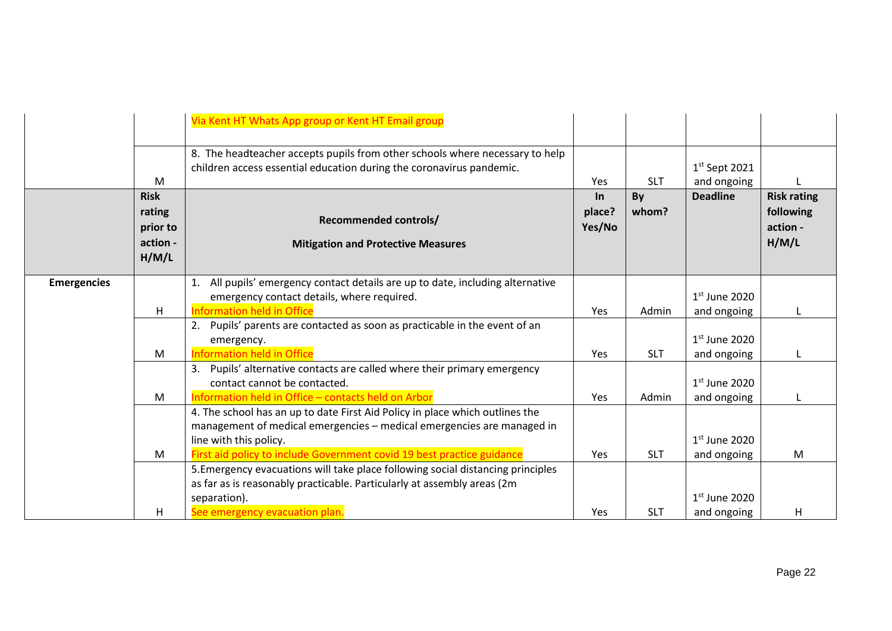| | | | | | | |
|---|---|---|---|---|---|---|
| | | Via Kent HT Whats App group or Kent HT Email group | | | | |
| | M | 8. The headteacher accepts pupils from other schools where necessary to help children access essential education during the coronavirus pandemic. | Yes | SLT | 1st Sept 2021 and ongoing | L |
| | **Risk rating prior to action - H/M/L** | **Recommended controls/ Mitigation and Protective Measures** | **In place? Yes/No** | **By whom?** | **Deadline** | **Risk rating following action - H/M/L** |
| **Emergencies** | H | 1. All pupils' emergency contact details are up to date, including alternative emergency contact details, where required. Information held in Office | Yes | Admin | 1st June 2020 and ongoing | L |
| | M | 2. Pupils' parents are contacted as soon as practicable in the event of an emergency. Information held in Office | Yes | SLT | 1st June 2020 and ongoing | L |
| | M | 3. Pupils' alternative contacts are called where their primary emergency contact cannot be contacted. Information held in Office – contacts held on Arbor | Yes | Admin | 1st June 2020 and ongoing | L |
| | M | 4. The school has an up to date First Aid Policy in place which outlines the management of medical emergencies – medical emergencies are managed in line with this policy. First aid policy to include Government covid 19 best practice guidance | Yes | SLT | 1st June 2020 and ongoing | M |
| | H | 5. Emergency evacuations will take place following social distancing principles as far as is reasonably practicable. Particularly at assembly areas (2m separation). See emergency evacuation plan. | Yes | SLT | 1st June 2020 and ongoing | H |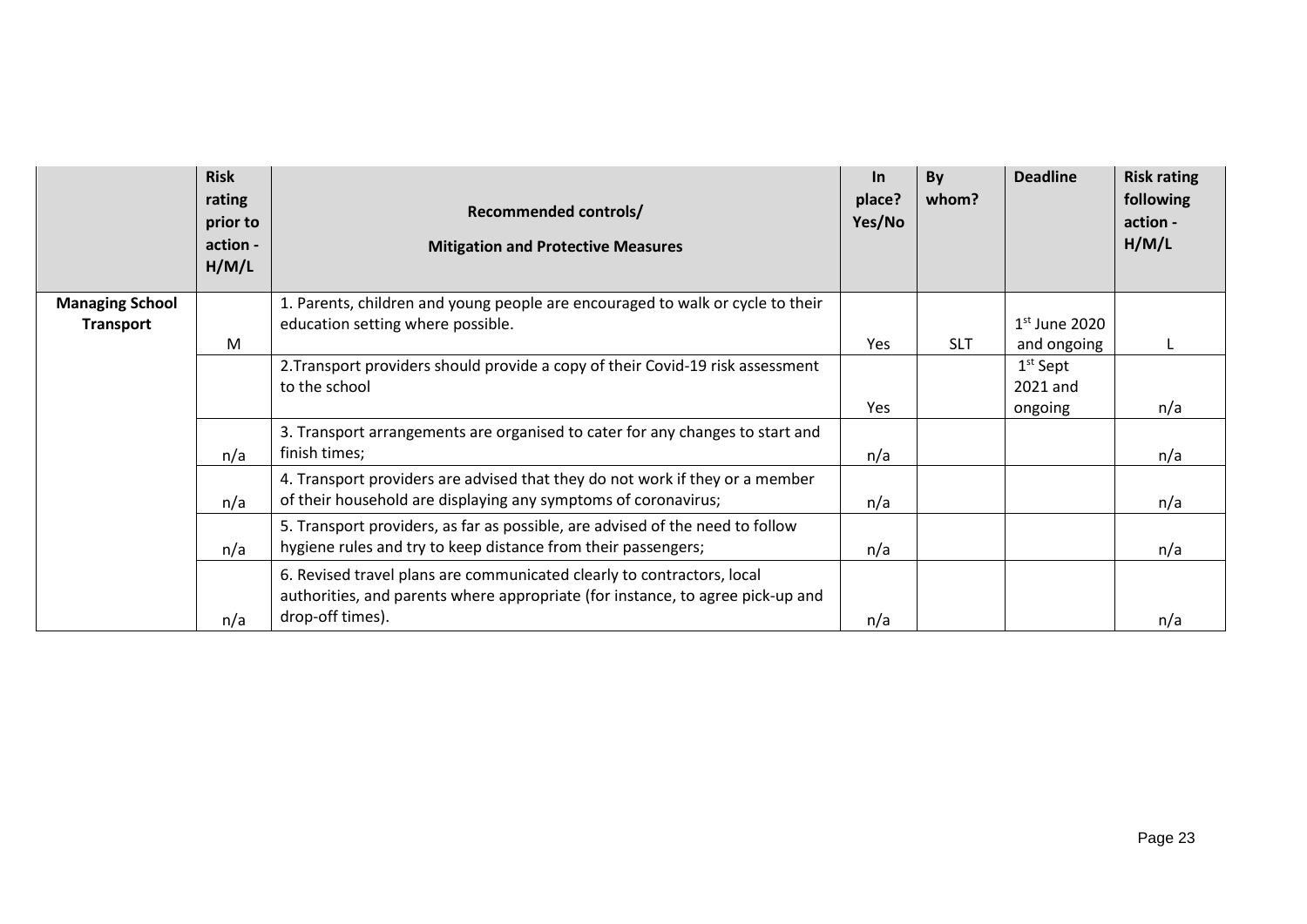| | Risk rating prior to action - H/M/L | Recommended controls/<br><br>Mitigation and Protective Measures | In place? Yes/No | By whom? | Deadline | Risk rating following action - H/M/L |
|---|---|---|---|---|---|---|
| **Managing School Transport** | M | 1. Parents, children and young people are encouraged to walk or cycle to their education setting where possible. | Yes | SLT | 1st June 2020 and ongoing | L |
| | | 2.Transport providers should provide a copy of their Covid-19 risk assessment to the school | Yes | | 1st Sept 2021 and ongoing | n/a |
| | n/a | 3. Transport arrangements are organised to cater for any changes to start and finish times; | n/a | | | n/a |
| | n/a | 4. Transport providers are advised that they do not work if they or a member of their household are displaying any symptoms of coronavirus; | n/a | | | n/a |
| | n/a | 5. Transport providers, as far as possible, are advised of the need to follow hygiene rules and try to keep distance from their passengers; | n/a | | | n/a |
| | n/a | 6. Revised travel plans are communicated clearly to contractors, local authorities, and parents where appropriate (for instance, to agree pick-up and drop-off times). | n/a | | | n/a |